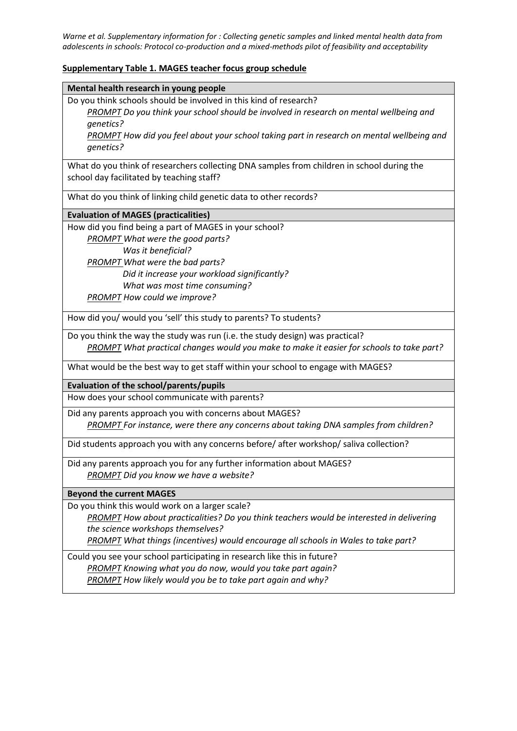*Warne et al. Supplementary information for : Collecting genetic samples and linked mental health data from adolescents in schools: Protocol co-production and a mixed-methods pilot of feasibility and acceptability*

**Supplementary Table 1. MAGES teacher focus group schedule**

| **Mental health research in young people** |
|---|
| Do you think schools should be involved in this kind of research?<br>*PROMPT Do you think your school should be involved in research on mental wellbeing and genetics?*<br>*PROMPT How did you feel about your school taking part in research on mental wellbeing and genetics?* |
| What do you think of researchers collecting DNA samples from children in school during the school day facilitated by teaching staff? |
| What do you think of linking child genetic data to other records? |
| **Evaluation of MAGES (practicalities)** |
| How did you find being a part of MAGES in your school?<br>*PROMPT What were the good parts?*<br>*Was it beneficial?*<br>*PROMPT What were the bad parts?*<br>*Did it increase your workload significantly?*<br>*What was most time consuming?*<br>*PROMPT How could we improve?* |
| How did you/ would you 'sell' this study to parents? To students? |
| Do you think the way the study was run (i.e. the study design) was practical?<br>*PROMPT What practical changes would you make to make it easier for schools to take part?* |
| What would be the best way to get staff within your school to engage with MAGES? |
| **Evaluation of the school/parents/pupils** |
| How does your school communicate with parents? |
| Did any parents approach you with concerns about MAGES?<br>*PROMPT For instance, were there any concerns about taking DNA samples from children?* |
| Did students approach you with any concerns before/ after workshop/ saliva collection? |
| Did any parents approach you for any further information about MAGES?<br>*PROMPT Did you know we have a website?* |
| **Beyond the current MAGES** |
| Do you think this would work on a larger scale?<br>*PROMPT How about practicalities? Do you think teachers would be interested in delivering the science workshops themselves?*<br>*PROMPT What things (incentives) would encourage all schools in Wales to take part?* |
| Could you see your school participating in research like this in future?<br>*PROMPT Knowing what you do now, would you take part again?*<br>*PROMPT How likely would you be to take part again and why?* |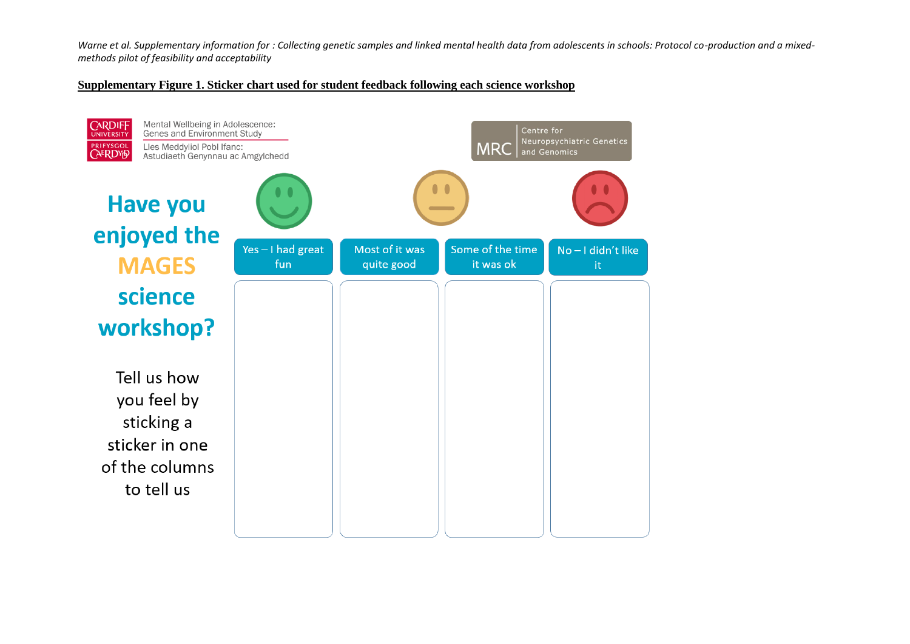Warne et al. Supplementary information for : Collecting genetic samples and linked mental health data from adolescents in schools: Protocol co-production and a mixed-methods pilot of feasibility and acceptability

**Supplementary Figure 1. Sticker chart used for student feedback following each science workshop**

CARDIFF UNIVERSITY PRIFYSGOL CAERDYDD

Mental Wellbeing in Adolescence: Genes and Environment Study

Lles Meddyliol Pobl Ifanc: Astudiaeth Genynnau ac Amgylchedd

MRC Centre for Neuropsychiatric Genetics and Genomics

**Have you enjoyed the MAGES science workshop?**

Tell us how you feel by sticking a sticker in one of the columns to tell us

| Yes – I had great fun | Most of it was quite good | Some of the time it was ok | No – I didn't like it |
|---|---|---|---|
| | | | |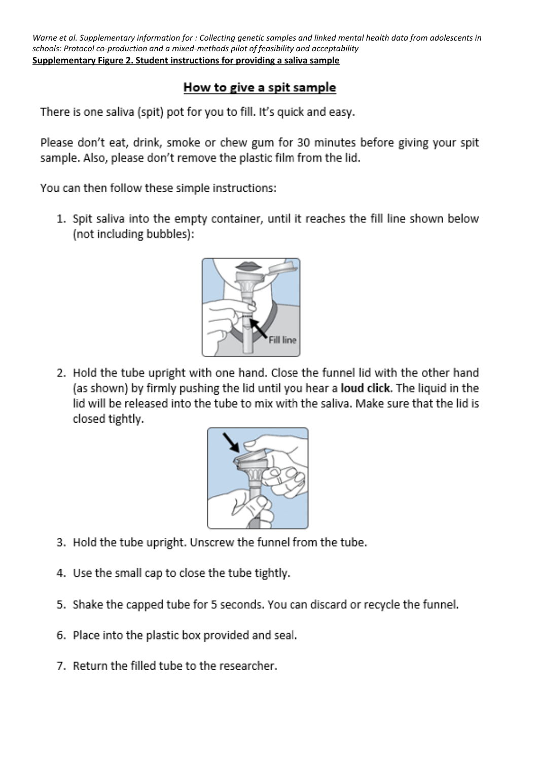*Warne et al. Supplementary information for : Collecting genetic samples and linked mental health data from adolescents in schools: Protocol co-production and a mixed-methods pilot of feasibility and acceptability*

**Supplementary Figure 2. Student instructions for providing a saliva sample**

## How to give a spit sample

There is one saliva (spit) pot for you to fill. It's quick and easy.

Please don't eat, drink, smoke or chew gum for 30 minutes before giving your spit sample. Also, please don't remove the plastic film from the lid.

You can then follow these simple instructions:

1. Spit saliva into the empty container, until it reaches the fill line shown below (not including bubbles):

Fill line

2. Hold the tube upright with one hand. Close the funnel lid with the other hand (as shown) by firmly pushing the lid until you hear a **loud click**. The liquid in the lid will be released into the tube to mix with the saliva. Make sure that the lid is closed tightly.
3. Hold the tube upright. Unscrew the funnel from the tube.
4. Use the small cap to close the tube tightly.
5. Shake the capped tube for 5 seconds. You can discard or recycle the funnel.
6. Place into the plastic box provided and seal.
7. Return the filled tube to the researcher.